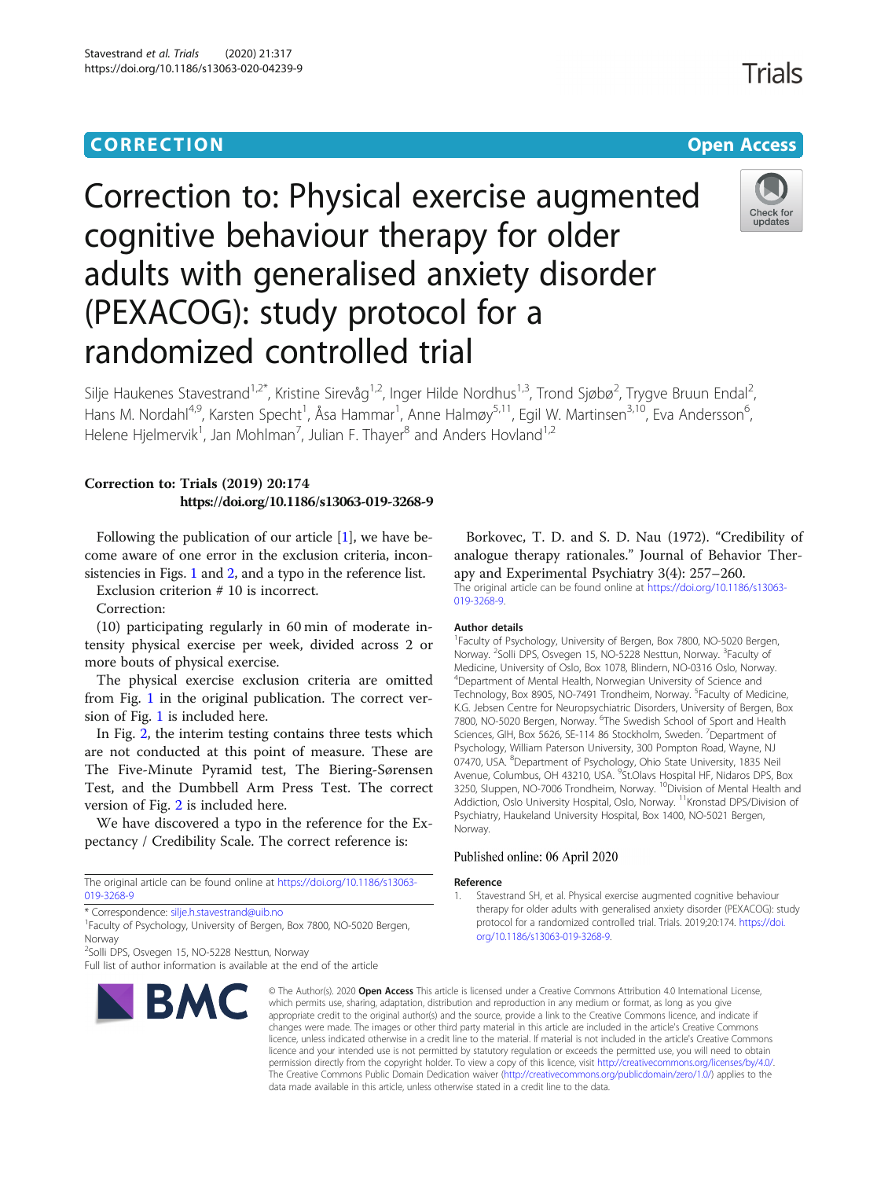CORRECTION

Open Access

# Correction to: Physical exercise augmented cognitive behaviour therapy for older adults with generalised anxiety disorder (PEXACOG): study protocol for a randomized controlled trial

Silje Haukenes Stavestrand[1,2*], Kristine Sirevåg[1,2], Inger Hilde Nordhus[1,3], Trond Sjøbø[2], Trygve Bruun Endal[2], Hans M. Nordahl[4,9], Karsten Specht[1], Åsa Hammar[1], Anne Halmøy[5,11], Egil W. Martinsen[3,10], Eva Andersson[6], Helene Hjelmervik[1], Jan Mohlman[7], Julian F. Thayer[8] and Anders Hovland[1,2]

**Correction to: Trials (2019) 20:174**
**https://doi.org/10.1186/s13063-019-3268-9**

Following the publication of our article [1], we have become aware of one error in the exclusion criteria, inconsistencies in Figs. 1 and 2, and a typo in the reference list.

Exclusion criterion # 10 is incorrect.

Correction:

(10) participating regularly in 60 min of moderate intensity physical exercise per week, divided across 2 or more bouts of physical exercise.

The physical exercise exclusion criteria are omitted from Fig. 1 in the original publication. The correct version of Fig. 1 is included here.

In Fig. 2, the interim testing contains three tests which are not conducted at this point of measure. These are The Five-Minute Pyramid test, The Biering-Sørensen Test, and the Dumbbell Arm Press Test. The correct version of Fig. 2 is included here.

We have discovered a typo in the reference for the Expectancy / Credibility Scale. The correct reference is:

Borkovec, T. D. and S. D. Nau (1972). "Credibility of analogue therapy rationales." Journal of Behavior Therapy and Experimental Psychiatry 3(4): 257–260.

The original article can be found online at https://doi.org/10.1186/s13063-019-3268-9.

* Correspondence: silje.h.stavestrand@uib.no
[1]Faculty of Psychology, University of Bergen, Box 7800, NO-5020 Bergen, Norway
[2]Solli DPS, Osvegen 15, NO-5228 Nesttun, Norway
Full list of author information is available at the end of the article

## Author details

[1]Faculty of Psychology, University of Bergen, Box 7800, NO-5020 Bergen, Norway. [2]Solli DPS, Osvegen 15, NO-5228 Nesttun, Norway. [3]Faculty of Medicine, University of Oslo, Box 1078, Blindern, NO-0316 Oslo, Norway. [4]Department of Mental Health, Norwegian University of Science and Technology, Box 8905, NO-7491 Trondheim, Norway. [5]Faculty of Medicine, K.G. Jebsen Centre for Neuropsychiatric Disorders, University of Bergen, Box 7800, NO-5020 Bergen, Norway. [6]The Swedish School of Sport and Health Sciences, GIH, Box 5626, SE-114 86 Stockholm, Sweden. [7]Department of Psychology, William Paterson University, 300 Pompton Road, Wayne, NJ 07470, USA. [8]Department of Psychology, Ohio State University, 1835 Neil Avenue, Columbus, OH 43210, USA. [9]St.Olavs Hospital HF, Nidaros DPS, Box 3250, Sluppen, NO-7006 Trondheim, Norway. [10]Division of Mental Health and Addiction, Oslo University Hospital, Oslo, Norway. [11]Kronstad DPS/Division of Psychiatry, Haukeland University Hospital, Box 1400, NO-5021 Bergen, Norway.

Published online: 06 April 2020

## Reference

1. Stavestrand SH, et al. Physical exercise augmented cognitive behaviour therapy for older adults with generalised anxiety disorder (PEXACOG): study protocol for a randomized controlled trial. Trials. 2019;20:174. https://doi.org/10.1186/s13063-019-3268-9.

© The Author(s). 2020 **Open Access** This article is licensed under a Creative Commons Attribution 4.0 International License, which permits use, sharing, adaptation, distribution and reproduction in any medium or format, as long as you give appropriate credit to the original author(s) and the source, provide a link to the Creative Commons licence, and indicate if changes were made. The images or other third party material in this article are included in the article's Creative Commons licence, unless indicated otherwise in a credit line to the material. If material is not included in the article's Creative Commons licence and your intended use is not permitted by statutory regulation or exceeds the permitted use, you will need to obtain permission directly from the copyright holder. To view a copy of this licence, visit http://creativecommons.org/licenses/by/4.0/. The Creative Commons Public Domain Dedication waiver (http://creativecommons.org/publicdomain/zero/1.0/) applies to the data made available in this article, unless otherwise stated in a credit line to the data.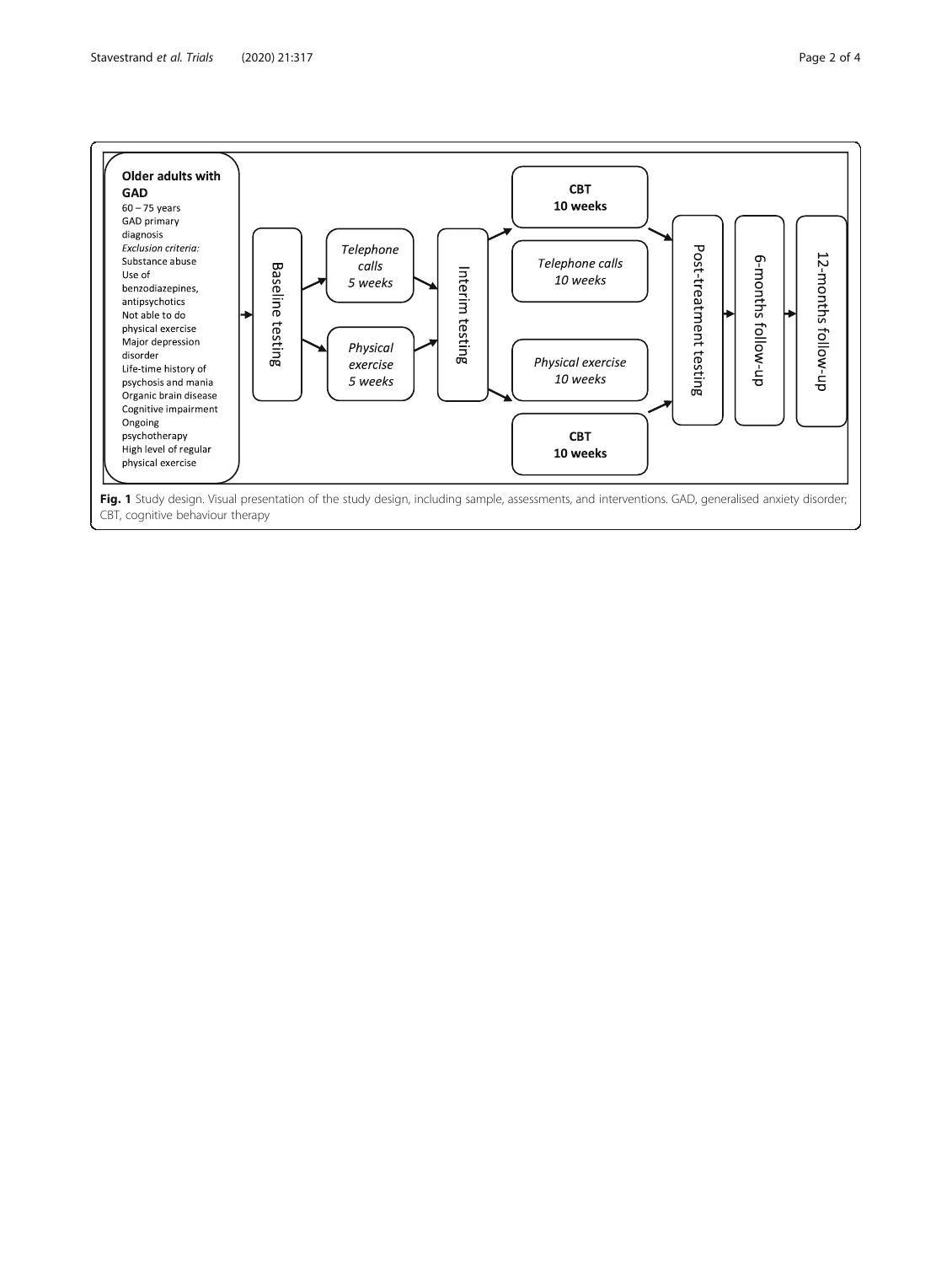**Older adults with GAD**
60 – 75 years
GAD primary diagnosis
*Exclusion criteria:*
Substance abuse
Use of benzodiazepines, antipsychotics
Not able to do physical exercise
Major depression disorder
Life-time history of psychosis and mania
Organic brain disease
Cognitive impairment
Ongoing psychotherapy
High level of regular physical exercise

Baseline testing

*Telephone calls 5 weeks*

*Physical exercise 5 weeks*

Interim testing

**CBT 10 weeks**

*Telephone calls 10 weeks*

*Physical exercise 10 weeks*

**CBT 10 weeks**

Post-treatment testing

6-months follow-up

12-months follow-up

**Fig. 1** Study design. Visual presentation of the study design, including sample, assessments, and interventions. GAD, generalised anxiety disorder; CBT, cognitive behaviour therapy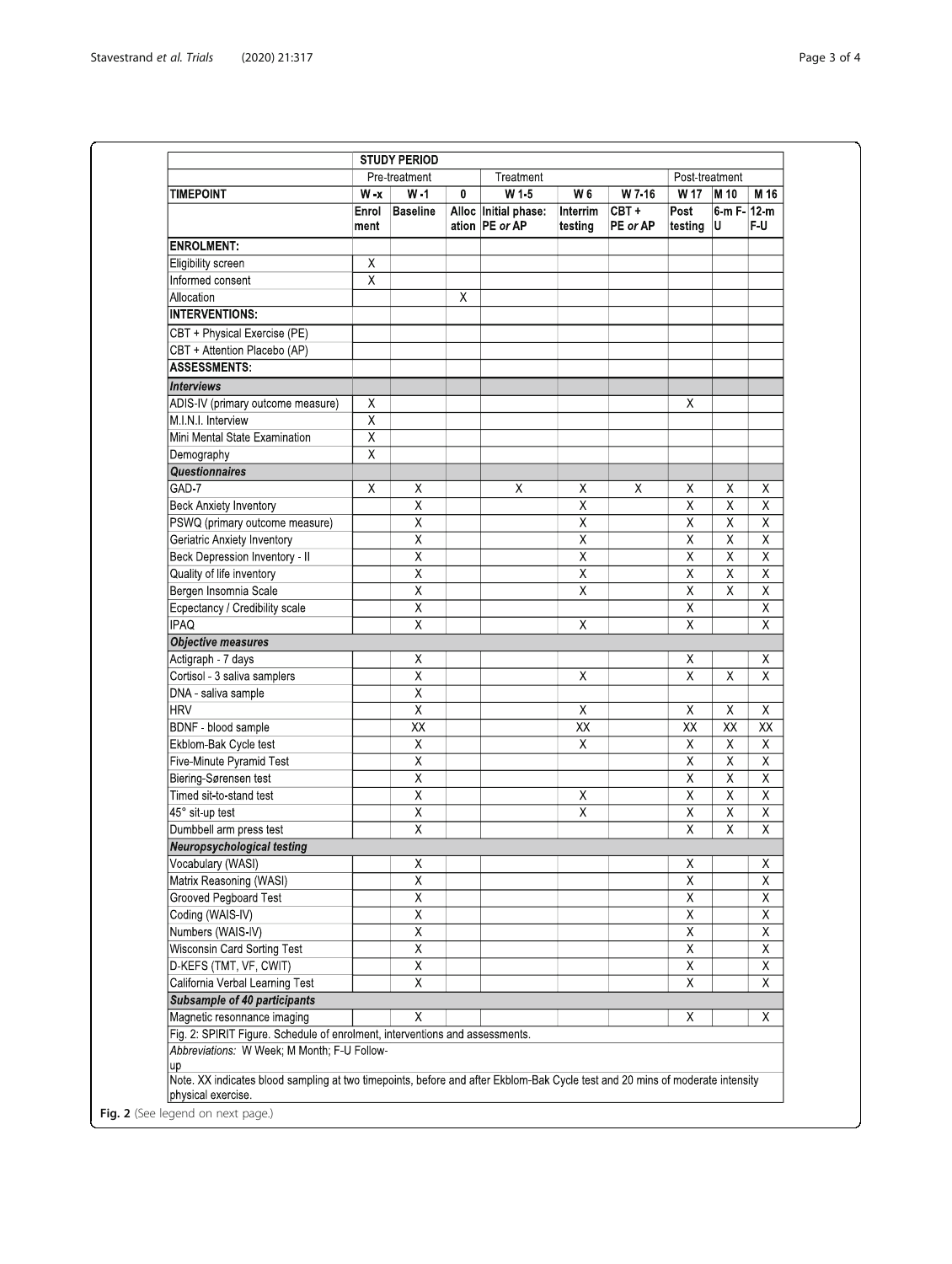| | STUDY PERIOD | | | | | | | | |
|---|---|---|---|---|---|---|---|---|---|
| | Pre-treatment | | | Treatment | | | Post-treatment | | |
| **TIMEPOINT** | **W -x** | **W -1** | **0** | **W 1-5** | **W 6** | **W 7-16** | **W 17** | **M 10** | **M 16** |
| | Enrolment | Baseline | Allocation | Initial phase: PE *or* AP | Interrim testing | CBT + PE *or* AP | Post testing | 6-m F-U | 12-m F-U |
| **ENROLMENT:** | | | | | | | | | |
| Eligibility screen | X | | | | | | | | |
| Informed consent | X | | | | | | | | |
| Allocation | | | X | | | | | | |
| **INTERVENTIONS:** | | | | | | | | | |
| CBT + Physical Exercise (PE) | | | | | | | | | |
| CBT + Attention Placebo (AP) | | | | | | | | | |
| **ASSESSMENTS:** | | | | | | | | | |
| ***Interviews*** | | | | | | | | | |
| ADIS-IV (primary outcome measure) | X | | | | | | X | | |
| M.I.N.I. Interview | X | | | | | | | | |
| Mini Mental State Examination | X | | | | | | | | |
| Demography | X | | | | | | | | |
| ***Questionnaires*** | | | | | | | | | |
| GAD-7 | X | X | | X | X | X | X | X | X |
| Beck Anxiety Inventory | | X | | | X | | X | X | X |
| PSWQ (primary outcome measure) | | X | | | X | | X | X | X |
| Geriatric Anxiety Inventory | | X | | | X | | X | X | X |
| Beck Depression Inventory - II | | X | | | X | | X | X | X |
| Quality of life inventory | | X | | | X | | X | X | X |
| Bergen Insomnia Scale | | X | | | X | | X | X | X |
| Ecpectancy / Credibility scale | | X | | | | | X | | X |
| IPAQ | | X | | | X | | X | | X |
| ***Objective measures*** | | | | | | | | | |
| Actigraph - 7 days | | X | | | | | X | | X |
| Cortisol - 3 saliva samplers | | X | | | X | | X | X | X |
| DNA - saliva sample | | X | | | | | | | |
| HRV | | X | | | X | | X | X | X |
| BDNF - blood sample | | XX | | | XX | | XX | XX | XX |
| Ekblom-Bak Cycle test | | X | | | X | | X | X | X |
| Five-Minute Pyramid Test | | X | | | | | X | X | X |
| Biering-Sørensen test | | X | | | | | X | X | X |
| Timed sit-to-stand test | | X | | | X | | X | X | X |
| 45° sit-up test | | X | | | X | | X | X | X |
| Dumbbell arm press test | | X | | | | | X | X | X |
| ***Neuropsychological testing*** | | | | | | | | | |
| Vocabulary (WASI) | | X | | | | | X | | X |
| Matrix Reasoning (WASI) | | X | | | | | X | | X |
| Grooved Pegboard Test | | X | | | | | X | | X |
| Coding (WAIS-IV) | | X | | | | | X | | X |
| Numbers (WAIS-IV) | | X | | | | | X | | X |
| Wisconsin Card Sorting Test | | X | | | | | X | | X |
| D-KEFS (TMT, VF, CWIT) | | X | | | | | X | | X |
| California Verbal Learning Test | | X | | | | | X | | X |
| ***Subsample of 40 participants*** | | | | | | | | | |
| Magnetic resonnance imaging | | X | | | | | X | | X |

Fig. 2: SPIRIT Figure. Schedule of enrolment, interventions and assessments.

*Abbreviations:* W Week; M Month; F-U Follow-up

Note. XX indicates blood sampling at two timepoints, before and after Ekblom-Bak Cycle test and 20 mins of moderate intensity physical exercise.

**Fig. 2** (See legend on next page.)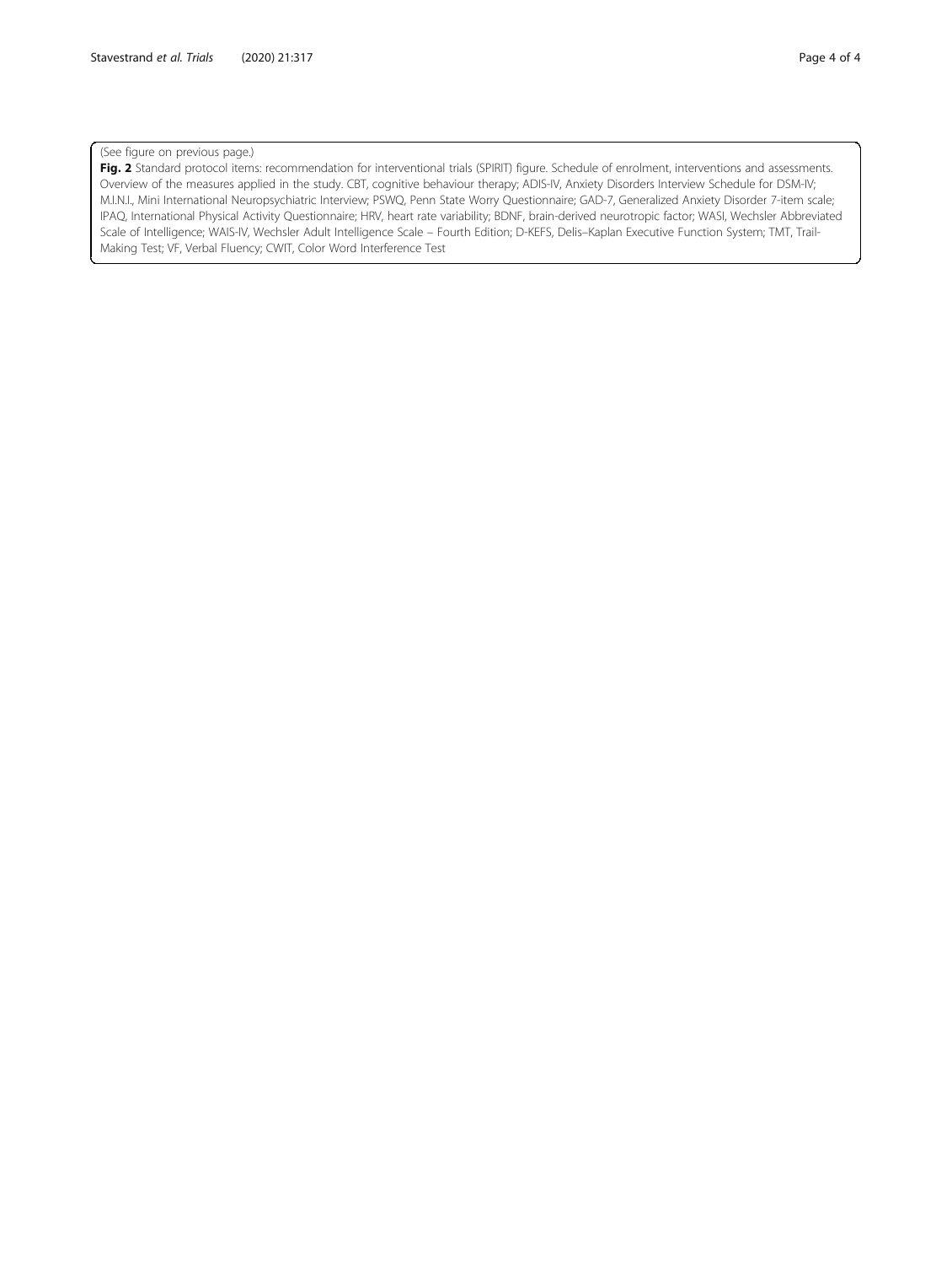(See figure on previous page.)

**Fig. 2** Standard protocol items: recommendation for interventional trials (SPIRIT) figure. Schedule of enrolment, interventions and assessments. Overview of the measures applied in the study. CBT, cognitive behaviour therapy; ADIS-IV, Anxiety Disorders Interview Schedule for DSM-IV; M.I.N.I., Mini International Neuropsychiatric Interview; PSWQ, Penn State Worry Questionnaire; GAD-7, Generalized Anxiety Disorder 7-item scale; IPAQ, International Physical Activity Questionnaire; HRV, heart rate variability; BDNF, brain-derived neurotropic factor; WASI, Wechsler Abbreviated Scale of Intelligence; WAIS-IV, Wechsler Adult Intelligence Scale – Fourth Edition; D-KEFS, Delis–Kaplan Executive Function System; TMT, Trail-Making Test; VF, Verbal Fluency; CWIT, Color Word Interference Test